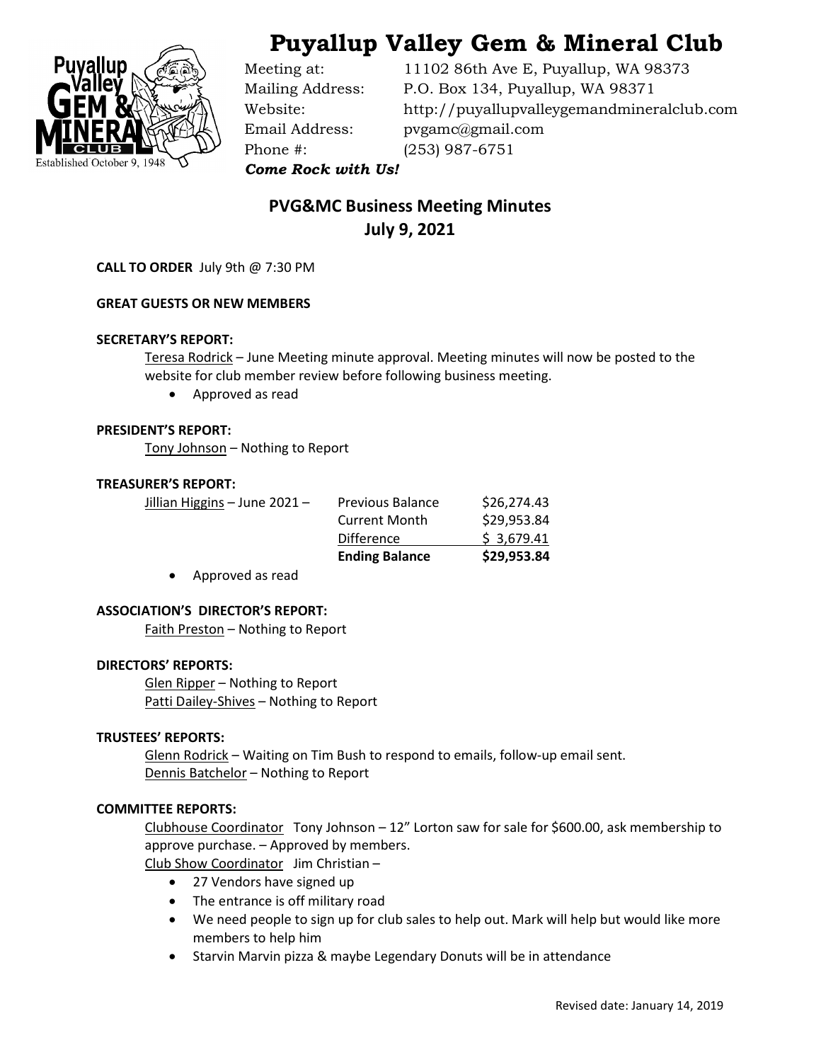# Puyallup Valley Gem & Mineral Club

Established October 9, 1948

Meeting at: 11102 86th Ave E, Puyallup, WA 98373
Mailing Address: P.O. Box 134, Puyallup, WA 98371
Website: http://puyallupvalleygemandmineralclub.com
Email Address: pvgamc@gmail.com
Phone #: (253) 987-6751

***Come Rock with Us!***

## PVG&MC Business Meeting Minutes
## July 9, 2021

**CALL TO ORDER** July 9th @ 7:30 PM

**GREAT GUESTS OR NEW MEMBERS**

**SECRETARY'S REPORT:**

Teresa Rodrick – June Meeting minute approval. Meeting minutes will now be posted to the website for club member review before following business meeting.

- Approved as read

**PRESIDENT'S REPORT:**

Tony Johnson – Nothing to Report

**TREASURER'S REPORT:**

Jillian Higgins – June 2021 –

| | |
|---|---|
| Previous Balance | $26,274.43 |
| Current Month | $29,953.84 |
| Difference | $ 3,679.41 |
| **Ending Balance** | **$29,953.84** |

- Approved as read

**ASSOCIATION'S DIRECTOR'S REPORT:**

Faith Preston – Nothing to Report

**DIRECTORS' REPORTS:**

Glen Ripper – Nothing to Report
Patti Dailey-Shives – Nothing to Report

**TRUSTEES' REPORTS:**

Glenn Rodrick – Waiting on Tim Bush to respond to emails, follow-up email sent.
Dennis Batchelor – Nothing to Report

**COMMITTEE REPORTS:**

Clubhouse Coordinator Tony Johnson – 12" Lorton saw for sale for $600.00, ask membership to approve purchase. – Approved by members.

Club Show Coordinator Jim Christian –

- 27 Vendors have signed up
- The entrance is off military road
- We need people to sign up for club sales to help out. Mark will help but would like more members to help him
- Starvin Marvin pizza & maybe Legendary Donuts will be in attendance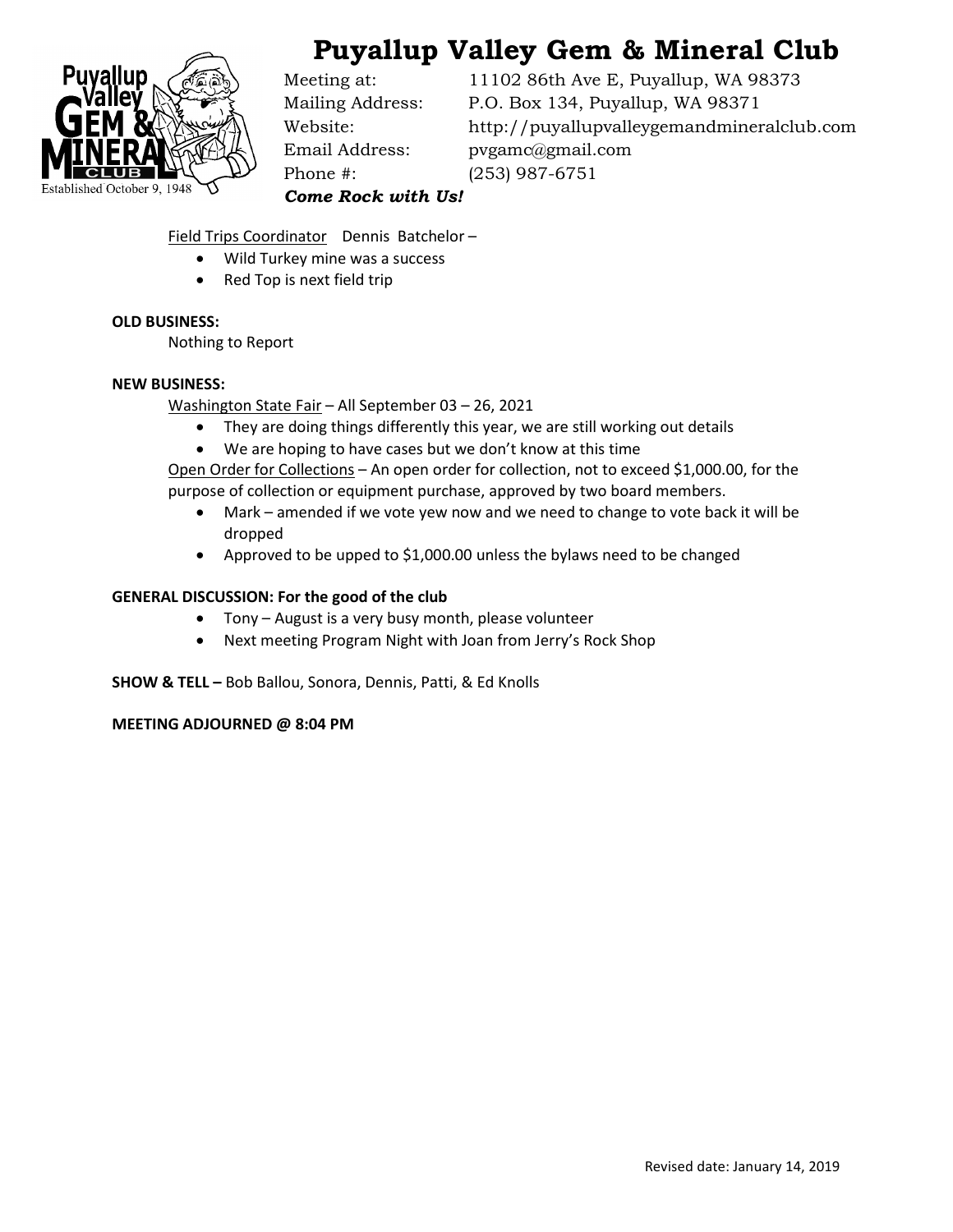# Puyallup Valley Gem & Mineral Club

Meeting at: 11102 86th Ave E, Puyallup, WA 98373
Mailing Address: P.O. Box 134, Puyallup, WA 98371
Website: http://puyallupvalleygemandmineralclub.com
Email Address: pvgamc@gmail.com
Phone #: (253) 987-6751

***Come Rock with Us!***

Established October 9, 1948

Field Trips Coordinator Dennis Batchelor –

- Wild Turkey mine was a success
- Red Top is next field trip

**OLD BUSINESS:**

Nothing to Report

**NEW BUSINESS:**

Washington State Fair – All September 03 – 26, 2021

- They are doing things differently this year, we are still working out details
- We are hoping to have cases but we don't know at this time

Open Order for Collections – An open order for collection, not to exceed $1,000.00, for the purpose of collection or equipment purchase, approved by two board members.

- Mark – amended if we vote yew now and we need to change to vote back it will be dropped
- Approved to be upped to $1,000.00 unless the bylaws need to be changed

**GENERAL DISCUSSION: For the good of the club**

- Tony – August is a very busy month, please volunteer
- Next meeting Program Night with Joan from Jerry's Rock Shop

**SHOW & TELL –** Bob Ballou, Sonora, Dennis, Patti, & Ed Knolls

**MEETING ADJOURNED @ 8:04 PM**

Revised date: January 14, 2019